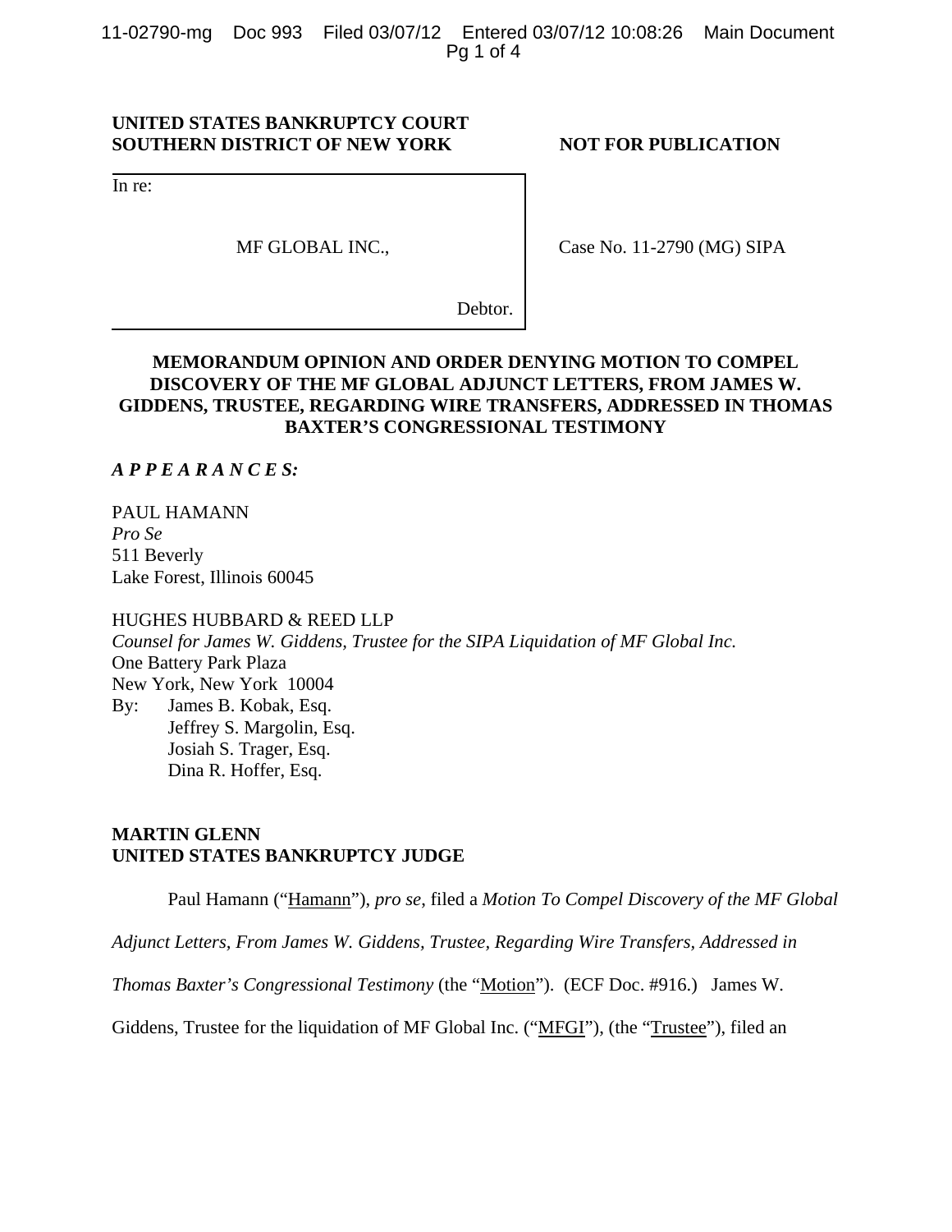**UNITED STATES BANKRUPTCY COURT**
**SOUTHERN DISTRICT OF NEW YORK**

**NOT FOR PUBLICATION**

In re:

MF GLOBAL INC.,

Debtor.

Case No. 11-2790 (MG) SIPA

## MEMORANDUM OPINION AND ORDER DENYING MOTION TO COMPEL DISCOVERY OF THE MF GLOBAL ADJUNCT LETTERS, FROM JAMES W. GIDDENS, TRUSTEE, REGARDING WIRE TRANSFERS, ADDRESSED IN THOMAS BAXTER'S CONGRESSIONAL TESTIMONY

***A P P E A R A N C E S:***

PAUL HAMANN
*Pro Se*
511 Beverly
Lake Forest, Illinois 60045

HUGHES HUBBARD & REED LLP
*Counsel for James W. Giddens, Trustee for the SIPA Liquidation of MF Global Inc.*
One Battery Park Plaza
New York, New York 10004
By: James B. Kobak, Esq.
Jeffrey S. Margolin, Esq.
Josiah S. Trager, Esq.
Dina R. Hoffer, Esq.

**MARTIN GLENN**
**UNITED STATES BANKRUPTCY JUDGE**

Paul Hamann ("Hamann"), *pro se*, filed a *Motion To Compel Discovery of the MF Global Adjunct Letters, From James W. Giddens, Trustee, Regarding Wire Transfers, Addressed in Thomas Baxter's Congressional Testimony* (the "Motion"). (ECF Doc. #916.) James W. Giddens, Trustee for the liquidation of MF Global Inc. ("MFGI"), (the "Trustee"), filed an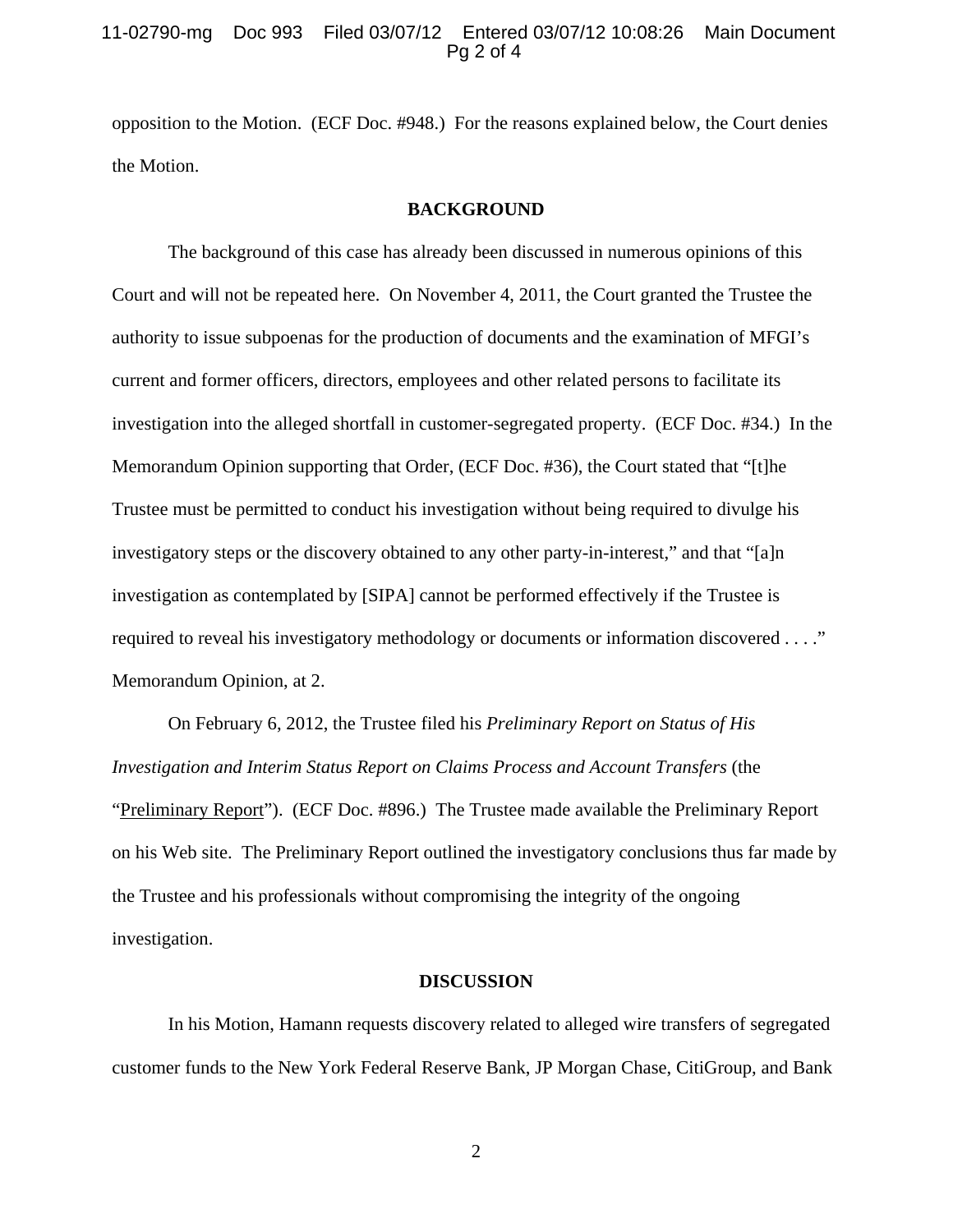opposition to the Motion. (ECF Doc. #948.) For the reasons explained below, the Court denies the Motion.

## BACKGROUND

The background of this case has already been discussed in numerous opinions of this Court and will not be repeated here. On November 4, 2011, the Court granted the Trustee the authority to issue subpoenas for the production of documents and the examination of MFGI's current and former officers, directors, employees and other related persons to facilitate its investigation into the alleged shortfall in customer-segregated property. (ECF Doc. #34.) In the Memorandum Opinion supporting that Order, (ECF Doc. #36), the Court stated that "[t]he Trustee must be permitted to conduct his investigation without being required to divulge his investigatory steps or the discovery obtained to any other party-in-interest," and that "[a]n investigation as contemplated by [SIPA] cannot be performed effectively if the Trustee is required to reveal his investigatory methodology or documents or information discovered . . . ." Memorandum Opinion, at 2.

On February 6, 2012, the Trustee filed his *Preliminary Report on Status of His Investigation and Interim Status Report on Claims Process and Account Transfers* (the "Preliminary Report"). (ECF Doc. #896.) The Trustee made available the Preliminary Report on his Web site. The Preliminary Report outlined the investigatory conclusions thus far made by the Trustee and his professionals without compromising the integrity of the ongoing investigation.

## DISCUSSION

In his Motion, Hamann requests discovery related to alleged wire transfers of segregated customer funds to the New York Federal Reserve Bank, JP Morgan Chase, CitiGroup, and Bank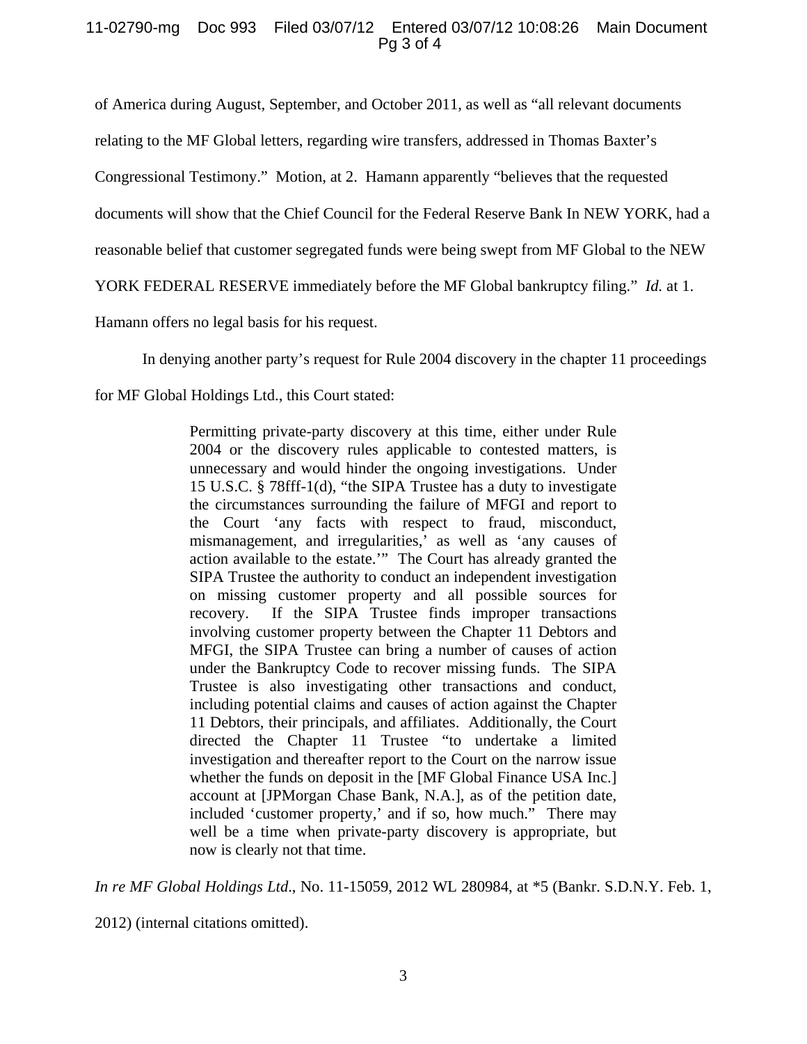of America during August, September, and October 2011, as well as "all relevant documents relating to the MF Global letters, regarding wire transfers, addressed in Thomas Baxter's Congressional Testimony." Motion, at 2. Hamann apparently "believes that the requested documents will show that the Chief Council for the Federal Reserve Bank In NEW YORK, had a reasonable belief that customer segregated funds were being swept from MF Global to the NEW YORK FEDERAL RESERVE immediately before the MF Global bankruptcy filing." *Id.* at 1. Hamann offers no legal basis for his request.

In denying another party's request for Rule 2004 discovery in the chapter 11 proceedings for MF Global Holdings Ltd., this Court stated:

> Permitting private-party discovery at this time, either under Rule 2004 or the discovery rules applicable to contested matters, is unnecessary and would hinder the ongoing investigations. Under 15 U.S.C. § 78fff-1(d), "the SIPA Trustee has a duty to investigate the circumstances surrounding the failure of MFGI and report to the Court 'any facts with respect to fraud, misconduct, mismanagement, and irregularities,' as well as 'any causes of action available to the estate.'" The Court has already granted the SIPA Trustee the authority to conduct an independent investigation on missing customer property and all possible sources for recovery. If the SIPA Trustee finds improper transactions involving customer property between the Chapter 11 Debtors and MFGI, the SIPA Trustee can bring a number of causes of action under the Bankruptcy Code to recover missing funds. The SIPA Trustee is also investigating other transactions and conduct, including potential claims and causes of action against the Chapter 11 Debtors, their principals, and affiliates. Additionally, the Court directed the Chapter 11 Trustee "to undertake a limited investigation and thereafter report to the Court on the narrow issue whether the funds on deposit in the [MF Global Finance USA Inc.] account at [JPMorgan Chase Bank, N.A.], as of the petition date, included 'customer property,' and if so, how much." There may well be a time when private-party discovery is appropriate, but now is clearly not that time.

*In re MF Global Holdings Ltd*., No. 11-15059, 2012 WL 280984, at *5 (Bankr. S.D.N.Y. Feb. 1, 2012) (internal citations omitted).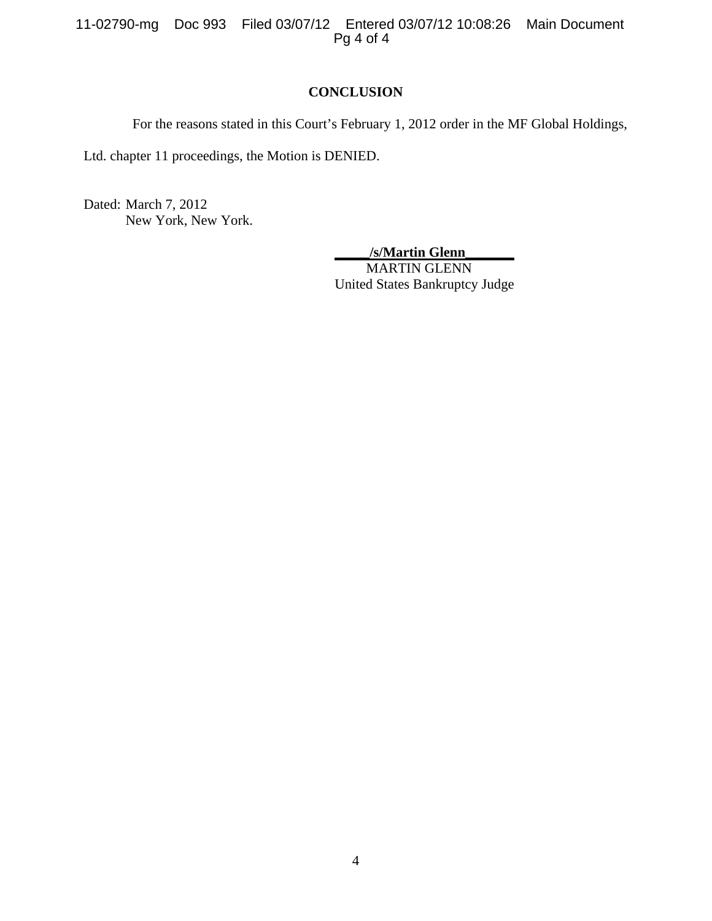## CONCLUSION

For the reasons stated in this Court's February 1, 2012 order in the MF Global Holdings, Ltd. chapter 11 proceedings, the Motion is DENIED.

Dated: March 7, 2012
New York, New York.

**_____/s/Martin Glenn_______**
MARTIN GLENN
United States Bankruptcy Judge